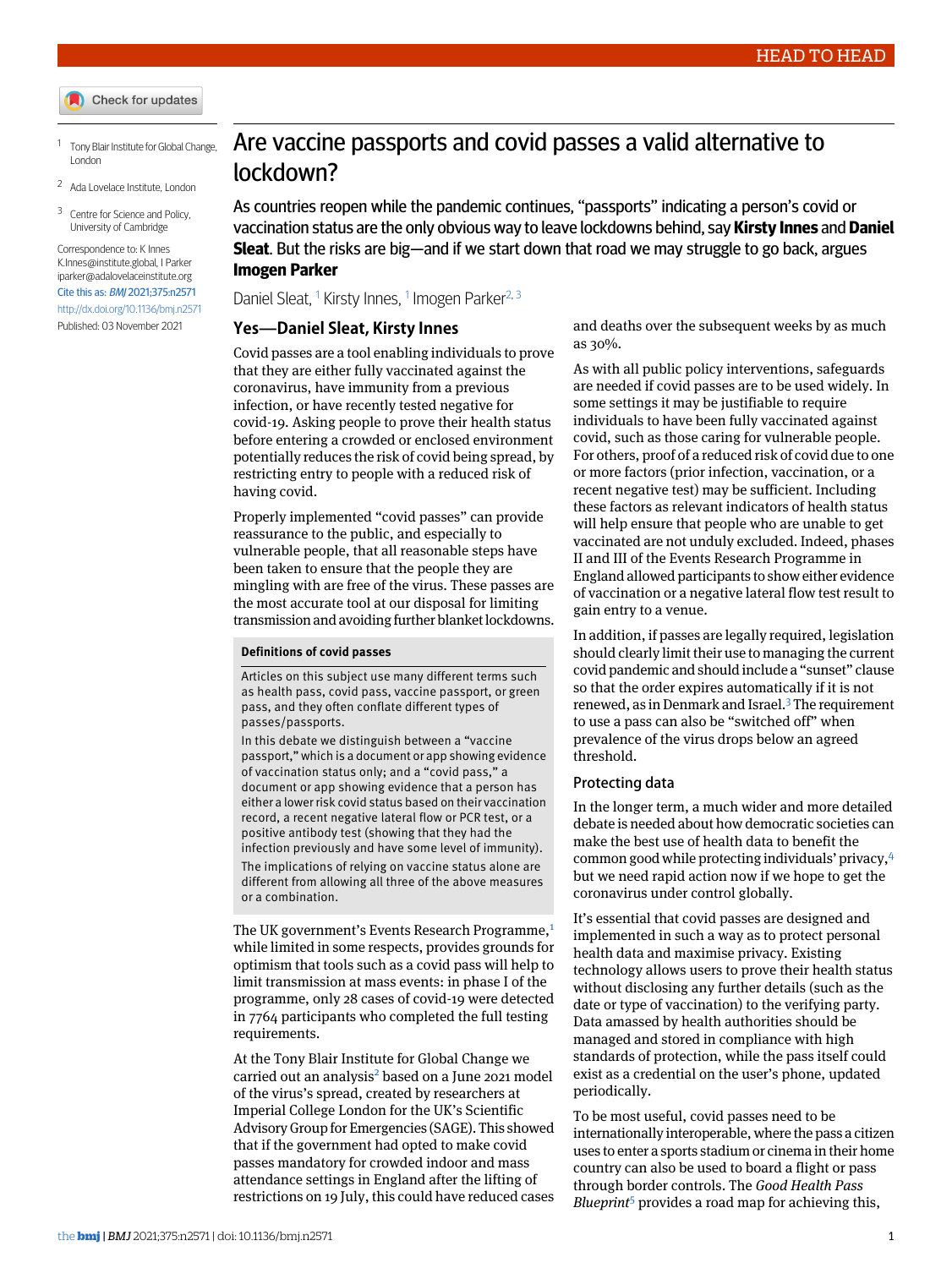HEAD TO HEAD

# Are vaccine passports and covid passes a valid alternative to lockdown?

As countries reopen while the pandemic continues, "passports" indicating a person's covid or vaccination status are the only obvious way to leave lockdowns behind, say **Kirsty Innes** and **Daniel Sleat**. But the risks are big—and if we start down that road we may struggle to go back, argues **Imogen Parker**

Daniel Sleat,[1] Kirsty Innes,[1] Imogen Parker[2,3]

[1] Tony Blair Institute for Global Change, London

[2] Ada Lovelace Institute, London

[3] Centre for Science and Policy, University of Cambridge

Correspondence to: K Innes K.Innes@institute.global, I Parker iparker@adalovelaceinstitute.org

Cite this as: *BMJ* 2021;375:n2571

http://dx.doi.org/10.1136/bmj.n2571

Published: 03 November 2021

## Yes—Daniel Sleat, Kirsty Innes

Covid passes are a tool enabling individuals to prove that they are either fully vaccinated against the coronavirus, have immunity from a previous infection, or have recently tested negative for covid-19. Asking people to prove their health status before entering a crowded or enclosed environment potentially reduces the risk of covid being spread, by restricting entry to people with a reduced risk of having covid.

Properly implemented "covid passes" can provide reassurance to the public, and especially to vulnerable people, that all reasonable steps have been taken to ensure that the people they are mingling with are free of the virus. These passes are the most accurate tool at our disposal for limiting transmission and avoiding further blanket lockdowns.

> **Definitions of covid passes**
>
> Articles on this subject use many different terms such as health pass, covid pass, vaccine passport, or green pass, and they often conflate different types of passes/passports.
>
> In this debate we distinguish between a "vaccine passport," which is a document or app showing evidence of vaccination status only; and a "covid pass," a document or app showing evidence that a person has either a lower risk covid status based on their vaccination record, a recent negative lateral flow or PCR test, or a positive antibody test (showing that they had the infection previously and have some level of immunity).
>
> The implications of relying on vaccine status alone are different from allowing all three of the above measures or a combination.

The UK government's Events Research Programme,[1] while limited in some respects, provides grounds for optimism that tools such as a covid pass will help to limit transmission at mass events: in phase I of the programme, only 28 cases of covid-19 were detected in 7764 participants who completed the full testing requirements.

At the Tony Blair Institute for Global Change we carried out an analysis[2] based on a June 2021 model of the virus's spread, created by researchers at Imperial College London for the UK's Scientific Advisory Group for Emergencies (SAGE). This showed that if the government had opted to make covid passes mandatory for crowded indoor and mass attendance settings in England after the lifting of restrictions on 19 July, this could have reduced cases and deaths over the subsequent weeks by as much as 30%.

As with all public policy interventions, safeguards are needed if covid passes are to be used widely. In some settings it may be justifiable to require individuals to have been fully vaccinated against covid, such as those caring for vulnerable people. For others, proof of a reduced risk of covid due to one or more factors (prior infection, vaccination, or a recent negative test) may be sufficient. Including these factors as relevant indicators of health status will help ensure that people who are unable to get vaccinated are not unduly excluded. Indeed, phases II and III of the Events Research Programme in England allowed participants to show either evidence of vaccination or a negative lateral flow test result to gain entry to a venue.

In addition, if passes are legally required, legislation should clearly limit their use to managing the current covid pandemic and should include a "sunset" clause so that the order expires automatically if it is not renewed, as in Denmark and Israel.[3] The requirement to use a pass can also be "switched off" when prevalence of the virus drops below an agreed threshold.

### Protecting data

In the longer term, a much wider and more detailed debate is needed about how democratic societies can make the best use of health data to benefit the common good while protecting individuals' privacy,[4] but we need rapid action now if we hope to get the coronavirus under control globally.

It's essential that covid passes are designed and implemented in such a way as to protect personal health data and maximise privacy. Existing technology allows users to prove their health status without disclosing any further details (such as the date or type of vaccination) to the verifying party. Data amassed by health authorities should be managed and stored in compliance with high standards of protection, while the pass itself could exist as a credential on the user's phone, updated periodically.

To be most useful, covid passes need to be internationally interoperable, where the pass a citizen uses to enter a sports stadium or cinema in their home country can also be used to board a flight or pass through border controls. The *Good Health Pass Blueprint*[5] provides a road map for achieving this,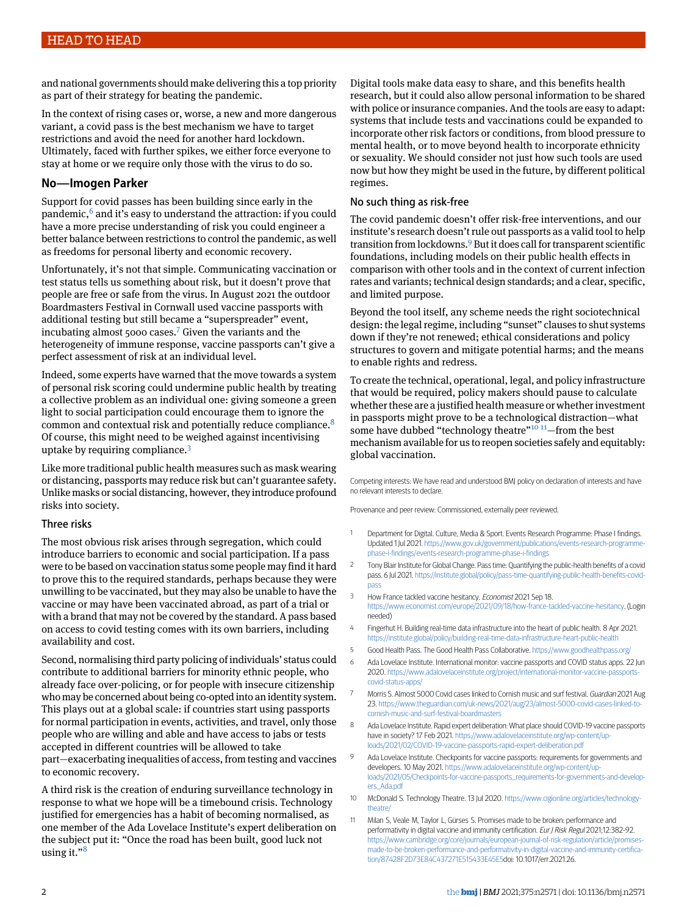and national governments should make delivering this a top priority as part of their strategy for beating the pandemic.

In the context of rising cases or, worse, a new and more dangerous variant, a covid pass is the best mechanism we have to target restrictions and avoid the need for another hard lockdown. Ultimately, faced with further spikes, we either force everyone to stay at home or we require only those with the virus to do so.

## No—Imogen Parker

Support for covid passes has been building since early in the pandemic,[6] and it's easy to understand the attraction: if you could have a more precise understanding of risk you could engineer a better balance between restrictions to control the pandemic, as well as freedoms for personal liberty and economic recovery.

Unfortunately, it's not that simple. Communicating vaccination or test status tells us something about risk, but it doesn't prove that people are free or safe from the virus. In August 2021 the outdoor Boardmasters Festival in Cornwall used vaccine passports with additional testing but still became a "superspreader" event, incubating almost 5000 cases.[7] Given the variants and the heterogeneity of immune response, vaccine passports can't give a perfect assessment of risk at an individual level.

Indeed, some experts have warned that the move towards a system of personal risk scoring could undermine public health by treating a collective problem as an individual one: giving someone a green light to social participation could encourage them to ignore the common and contextual risk and potentially reduce compliance.[8] Of course, this might need to be weighed against incentivising uptake by requiring compliance.[3]

Like more traditional public health measures such as mask wearing or distancing, passports may reduce risk but can't guarantee safety. Unlike masks or social distancing, however, they introduce profound risks into society.

### Three risks

The most obvious risk arises through segregation, which could introduce barriers to economic and social participation. If a pass were to be based on vaccination status some people may find it hard to prove this to the required standards, perhaps because they were unwilling to be vaccinated, but they may also be unable to have the vaccine or may have been vaccinated abroad, as part of a trial or with a brand that may not be covered by the standard. A pass based on access to covid testing comes with its own barriers, including availability and cost.

Second, normalising third party policing of individuals' status could contribute to additional barriers for minority ethnic people, who already face over-policing, or for people with insecure citizenship who may be concerned about being co-opted into an identity system. This plays out at a global scale: if countries start using passports for normal participation in events, activities, and travel, only those people who are willing and able and have access to jabs or tests accepted in different countries will be allowed to take part—exacerbating inequalities of access, from testing and vaccines to economic recovery.

A third risk is the creation of enduring surveillance technology in response to what we hope will be a timebound crisis. Technology justified for emergencies has a habit of becoming normalised, as one member of the Ada Lovelace Institute's expert deliberation on the subject put it: "Once the road has been built, good luck not using it."[8]

Digital tools make data easy to share, and this benefits health research, but it could also allow personal information to be shared with police or insurance companies. And the tools are easy to adapt: systems that include tests and vaccinations could be expanded to incorporate other risk factors or conditions, from blood pressure to mental health, or to move beyond health to incorporate ethnicity or sexuality. We should consider not just how such tools are used now but how they might be used in the future, by different political regimes.

### No such thing as risk-free

The covid pandemic doesn't offer risk-free interventions, and our institute's research doesn't rule out passports as a valid tool to help transition from lockdowns.[9] But it does call for transparent scientific foundations, including models on their public health effects in comparison with other tools and in the context of current infection rates and variants; technical design standards; and a clear, specific, and limited purpose.

Beyond the tool itself, any scheme needs the right sociotechnical design: the legal regime, including "sunset" clauses to shut systems down if they're not renewed; ethical considerations and policy structures to govern and mitigate potential harms; and the means to enable rights and redress.

To create the technical, operational, legal, and policy infrastructure that would be required, policy makers should pause to calculate whether these are a justified health measure or whether investment in passports might prove to be a technological distraction—what some have dubbed "technology theatre"[10,11]—from the best mechanism available for us to reopen societies safely and equitably: global vaccination.

Competing interests: We have read and understood BMJ policy on declaration of interests and have no relevant interests to declare.

Provenance and peer review: Commissioned, externally peer reviewed.

1. Department for Digital. Culture, Media & Sport. Events Research Programme: Phase I findings. Updated 1 Jul 2021. https://www.gov.uk/government/publications/events-research-programme-phase-i-findings/events-research-programme-phase-i-findings
2. Tony Blair Institute for Global Change. Pass time: Quantifying the public-health benefits of a covid pass. 6 Jul 2021. https://institute.global/policy/pass-time-quantifying-public-health-benefits-covid-pass
3. How France tackled vaccine hesitancy. *Economist* 2021 Sep 18. https://www.economist.com/europe/2021/09/18/how-france-tackled-vaccine-hesitancy. (Login needed)
4. Fingerhut H. Building real-time data infrastructure into the heart of public health. 8 Apr 2021. https://institute.global/policy/building-real-time-data-infrastructure-heart-public-health
5. Good Health Pass. The Good Health Pass Collaborative. https://www.goodhealthpass.org/
6. Ada Lovelace Institute. International monitor: vaccine passports and COVID status apps. 22 Jun 2020. https://www.adalovelaceinstitute.org/project/international-monitor-vaccine-passports-covid-status-apps/
7. Morris S. Almost 5000 Covid cases linked to Cornish music and surf festival. *Guardian* 2021 Aug 23. https://www.theguardian.com/uk-news/2021/aug/23/almost-5000-covid-cases-linked-to-cornish-music-and-surf-festival-boardmasters
8. Ada Lovelace Institute. Rapid expert deliberation: What place should COVID-19 vaccine passports have in society? 17 Feb 2021. https://www.adalovelaceinstitute.org/wp-content/uploads/2021/02/COVID-19-vaccine-passports-rapid-expert-deliberation.pdf
9. Ada Lovelace Institute. Checkpoints for vaccine passports: requirements for governments and developers. 10 May 2021. https://www.adalovelaceinstitute.org/wp-content/uploads/2021/05/Checkpoints-for-vaccine-passports_requirements-for-governments-and-developers_Ada.pdf
10. McDonald S. Technology Theatre. 13 Jul 2020. https://www.cigionline.org/articles/technology-theatre/
11. Milan S, Veale M, Taylor L, Gürses S. Promises made to be broken: performance and performativity in digital vaccine and immunity certification. *Eur J Risk Regul* 2021;12:382-92. https://www.cambridge.org/core/journals/european-journal-of-risk-regulation/article/promises-made-to-be-broken-performance-and-performativity-in-digital-vaccine-and-immunity-certification/87428F2D73E84C437271E515433E45E5doi: 10.1017/err.2021.26.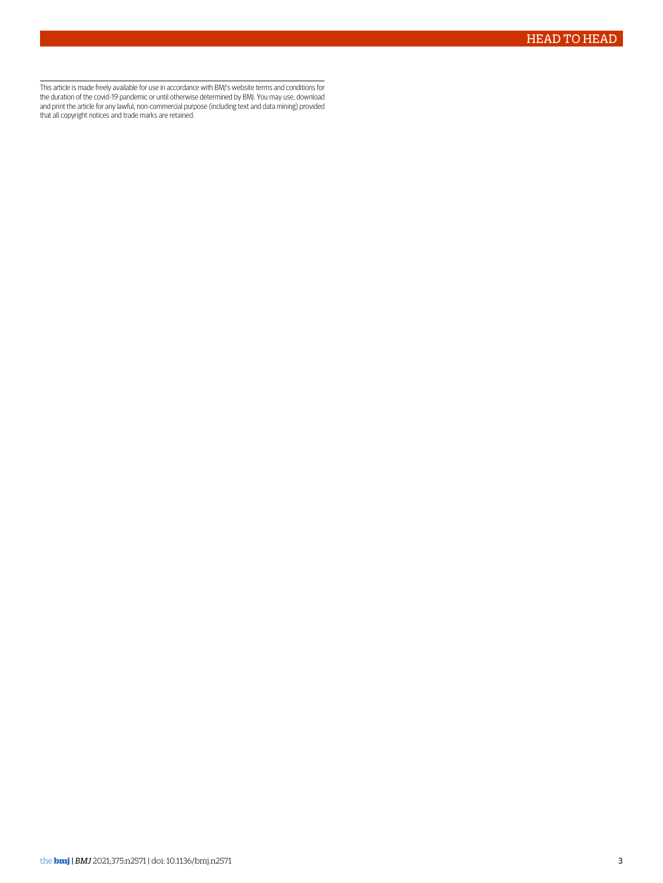This article is made freely available for use in accordance with BMJ's website terms and conditions for the duration of the covid-19 pandemic or until otherwise determined by BMJ. You may use, download and print the article for any lawful, non-commercial purpose (including text and data mining) provided that all copyright notices and trade marks are retained.